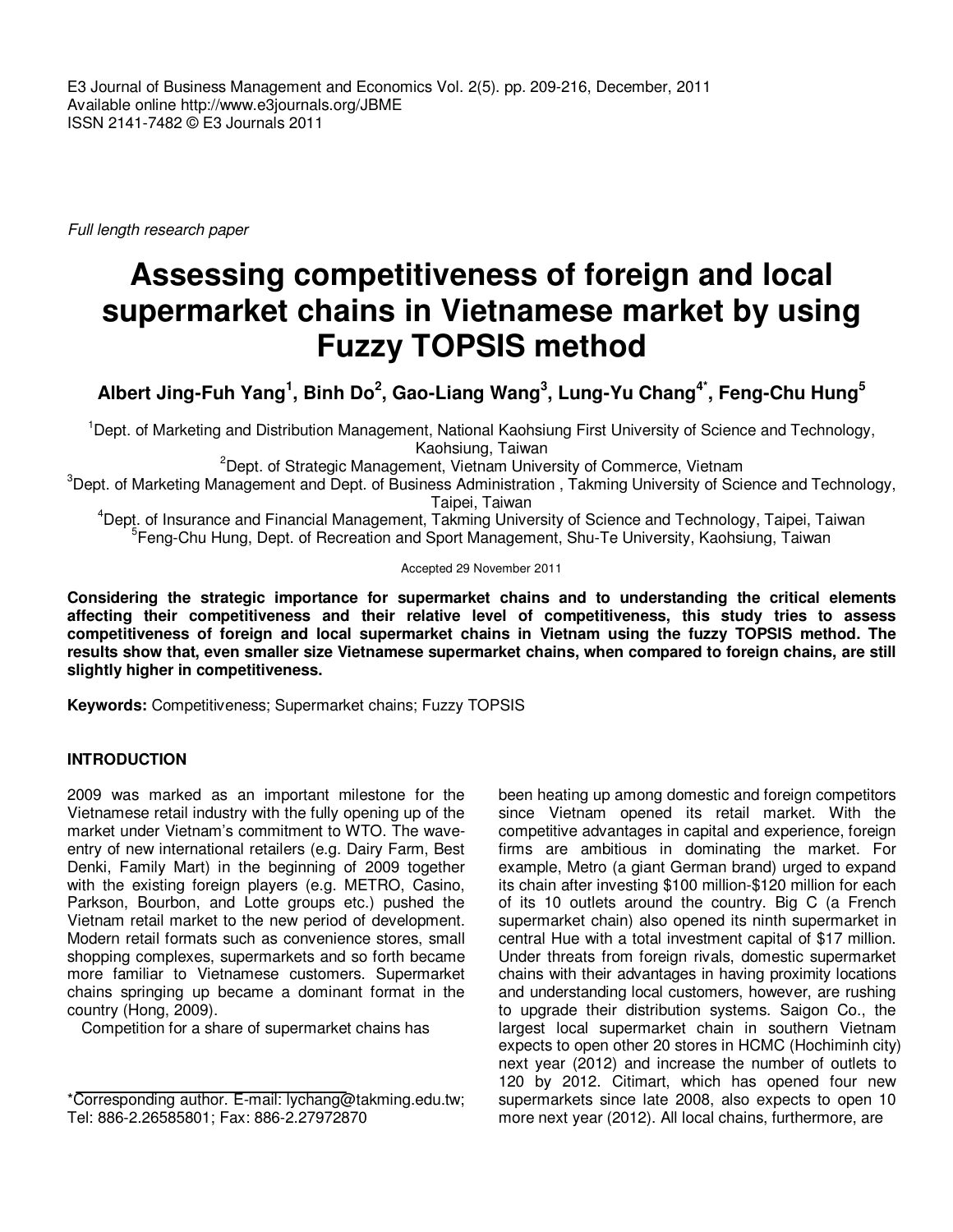*Full length research paper*

# Assessing competitiveness of foreign and local supermarket chains in Vietnamese market by using Fuzzy TOPSIS method

**Albert Jing-Fuh Yang[1], Binh Do[2], Gao-Liang Wang[3], Lung-Yu Chang[4*], Feng-Chu Hung[5]**

[1]Dept. of Marketing and Distribution Management, National Kaohsiung First University of Science and Technology, Kaohsiung, Taiwan

[2]Dept. of Strategic Management, Vietnam University of Commerce, Vietnam

[3]Dept. of Marketing Management and Dept. of Business Administration , Takming University of Science and Technology, Taipei, Taiwan

[4]Dept. of Insurance and Financial Management, Takming University of Science and Technology, Taipei, Taiwan

[5]Feng-Chu Hung, Dept. of Recreation and Sport Management, Shu-Te University, Kaohsiung, Taiwan

Accepted 29 November 2011

**Considering the strategic importance for supermarket chains and to understanding the critical elements affecting their competitiveness and their relative level of competitiveness, this study tries to assess competitiveness of foreign and local supermarket chains in Vietnam using the fuzzy TOPSIS method. The results show that, even smaller size Vietnamese supermarket chains, when compared to foreign chains, are still slightly higher in competitiveness.**

**Keywords:** Competitiveness; Supermarket chains; Fuzzy TOPSIS

## INTRODUCTION

2009 was marked as an important milestone for the Vietnamese retail industry with the fully opening up of the market under Vietnam's commitment to WTO. The wave-entry of new international retailers (e.g. Dairy Farm, Best Denki, Family Mart) in the beginning of 2009 together with the existing foreign players (e.g. METRO, Casino, Parkson, Bourbon, and Lotte groups etc.) pushed the Vietnam retail market to the new period of development. Modern retail formats such as convenience stores, small shopping complexes, supermarkets and so forth became more familiar to Vietnamese customers. Supermarket chains springing up became a dominant format in the country (Hong, 2009).

Competition for a share of supermarket chains has been heating up among domestic and foreign competitors since Vietnam opened its retail market. With the competitive advantages in capital and experience, foreign firms are ambitious in dominating the market. For example, Metro (a giant German brand) urged to expand its chain after investing $100 million-$120 million for each of its 10 outlets around the country. Big C (a French supermarket chain) also opened its ninth supermarket in central Hue with a total investment capital of $17 million. Under threats from foreign rivals, domestic supermarket chains with their advantages in having proximity locations and understanding local customers, however, are rushing to upgrade their distribution systems. Saigon Co., the largest local supermarket chain in southern Vietnam expects to open other 20 stores in HCMC (Hochiminh city) next year (2012) and increase the number of outlets to 120 by 2012. Citimart, which has opened four new supermarkets since late 2008, also expects to open 10 more next year (2012). All local chains, furthermore, are

*Corresponding author. E-mail: lychang@takming.edu.tw; Tel: 886-2.26585801; Fax: 886-2.27972870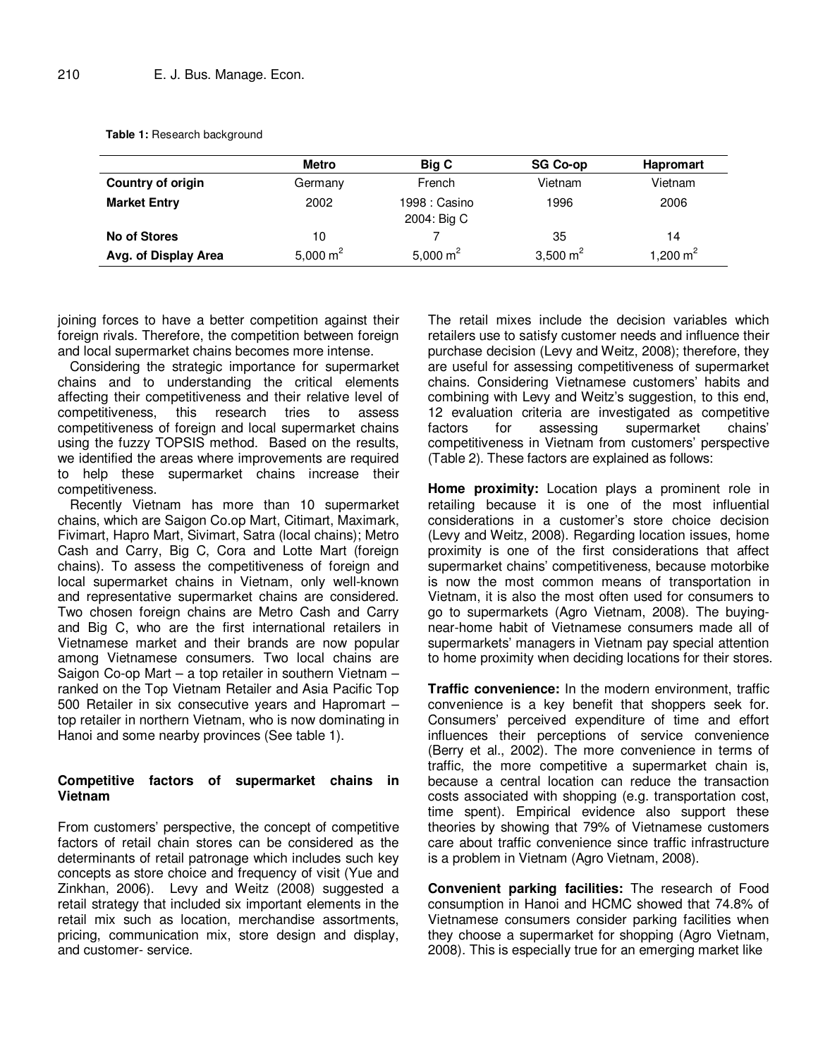**Table 1:** Research background

| | Metro | Big C | SG Co-op | Hapromart |
|---|---|---|---|---|
| **Country of origin** | Germany | French | Vietnam | Vietnam |
| **Market Entry** | 2002 | 1998 : Casino<br>2004: Big C | 1996 | 2006 |
| **No of Stores** | 10 | 7 | 35 | 14 |
| **Avg. of Display Area** | 5,000 m$^2$ | 5,000 m$^2$ | 3,500 m$^2$ | 1,200 m$^2$ |

joining forces to have a better competition against their foreign rivals. Therefore, the competition between foreign and local supermarket chains becomes more intense.

Considering the strategic importance for supermarket chains and to understanding the critical elements affecting their competitiveness and their relative level of competitiveness, this research tries to assess competitiveness of foreign and local supermarket chains using the fuzzy TOPSIS method. Based on the results, we identified the areas where improvements are required to help these supermarket chains increase their competitiveness.

Recently Vietnam has more than 10 supermarket chains, which are Saigon Co.op Mart, Citimart, Maximark, Fivimart, Hapro Mart, Sivimart, Satra (local chains); Metro Cash and Carry, Big C, Cora and Lotte Mart (foreign chains). To assess the competitiveness of foreign and local supermarket chains in Vietnam, only well-known and representative supermarket chains are considered. Two chosen foreign chains are Metro Cash and Carry and Big C, who are the first international retailers in Vietnamese market and their brands are now popular among Vietnamese consumers. Two local chains are Saigon Co-op Mart – a top retailer in southern Vietnam – ranked on the Top Vietnam Retailer and Asia Pacific Top 500 Retailer in six consecutive years and Hapromart – top retailer in northern Vietnam, who is now dominating in Hanoi and some nearby provinces (See table 1).

## Competitive factors of supermarket chains in Vietnam

From customers' perspective, the concept of competitive factors of retail chain stores can be considered as the determinants of retail patronage which includes such key concepts as store choice and frequency of visit (Yue and Zinkhan, 2006). Levy and Weitz (2008) suggested a retail strategy that included six important elements in the retail mix such as location, merchandise assortments, pricing, communication mix, store design and display, and customer- service.

The retail mixes include the decision variables which retailers use to satisfy customer needs and influence their purchase decision (Levy and Weitz, 2008); therefore, they are useful for assessing competitiveness of supermarket chains. Considering Vietnamese customers' habits and combining with Levy and Weitz's suggestion, to this end, 12 evaluation criteria are investigated as competitive factors for assessing supermarket chains' competitiveness in Vietnam from customers' perspective (Table 2). These factors are explained as follows:

**Home proximity:** Location plays a prominent role in retailing because it is one of the most influential considerations in a customer's store choice decision (Levy and Weitz, 2008). Regarding location issues, home proximity is one of the first considerations that affect supermarket chains' competitiveness, because motorbike is now the most common means of transportation in Vietnam, it is also the most often used for consumers to go to supermarkets (Agro Vietnam, 2008). The buying-near-home habit of Vietnamese consumers made all of supermarkets' managers in Vietnam pay special attention to home proximity when deciding locations for their stores.

**Traffic convenience:** In the modern environment, traffic convenience is a key benefit that shoppers seek for. Consumers' perceived expenditure of time and effort influences their perceptions of service convenience (Berry et al., 2002). The more convenience in terms of traffic, the more competitive a supermarket chain is, because a central location can reduce the transaction costs associated with shopping (e.g. transportation cost, time spent). Empirical evidence also support these theories by showing that 79% of Vietnamese customers care about traffic convenience since traffic infrastructure is a problem in Vietnam (Agro Vietnam, 2008).

**Convenient parking facilities:** The research of Food consumption in Hanoi and HCMC showed that 74.8% of Vietnamese consumers consider parking facilities when they choose a supermarket for shopping (Agro Vietnam, 2008). This is especially true for an emerging market like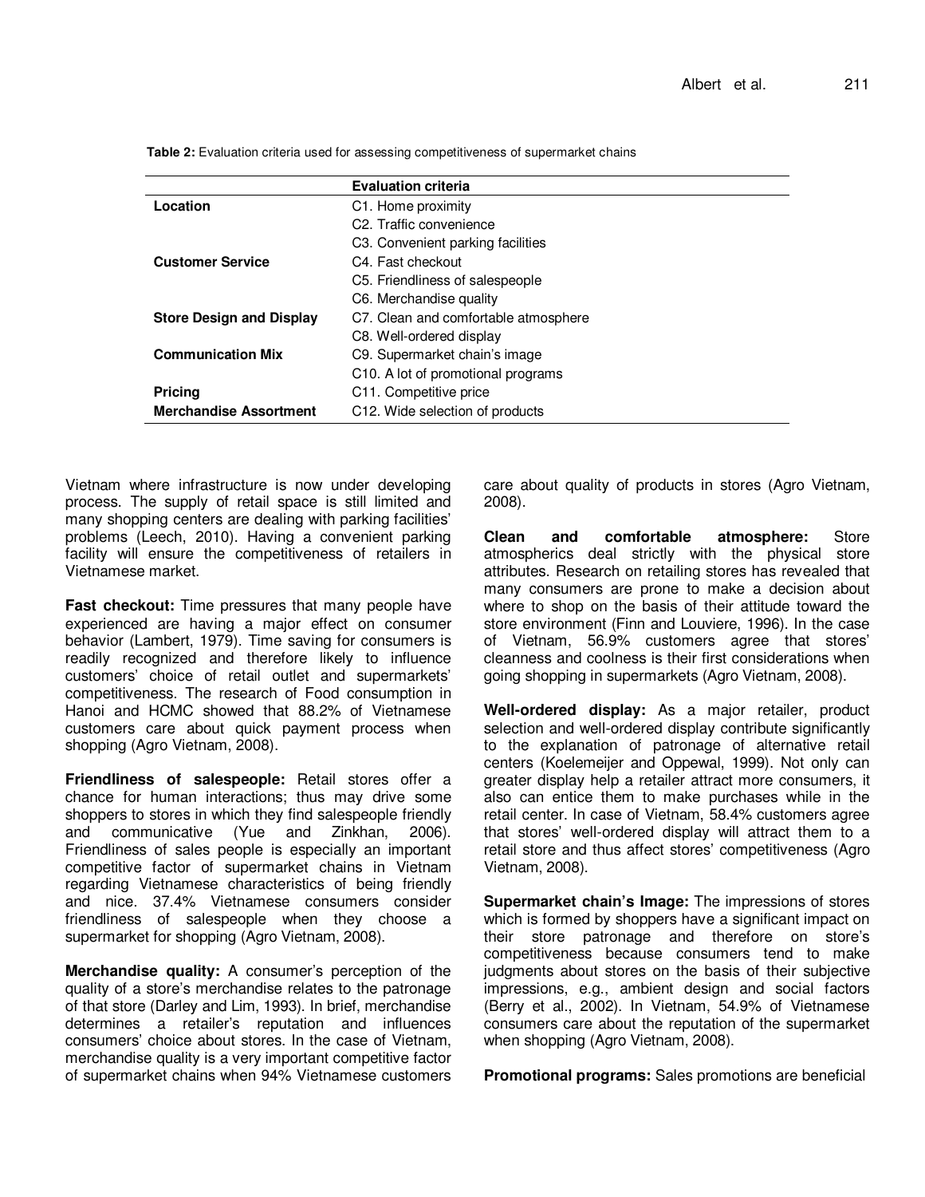**Table 2:** Evaluation criteria used for assessing competitiveness of supermarket chains

| | Evaluation criteria |
|---|---|
| **Location** | C1. Home proximity |
| | C2. Traffic convenience |
| | C3. Convenient parking facilities |
| **Customer Service** | C4. Fast checkout |
| | C5. Friendliness of salespeople |
| | C6. Merchandise quality |
| **Store Design and Display** | C7. Clean and comfortable atmosphere |
| | C8. Well-ordered display |
| **Communication Mix** | C9. Supermarket chain's image |
| | C10. A lot of promotional programs |
| **Pricing** | C11. Competitive price |
| **Merchandise Assortment** | C12. Wide selection of products |

Vietnam where infrastructure is now under developing process. The supply of retail space is still limited and many shopping centers are dealing with parking facilities' problems (Leech, 2010). Having a convenient parking facility will ensure the competitiveness of retailers in Vietnamese market.

**Fast checkout:** Time pressures that many people have experienced are having a major effect on consumer behavior (Lambert, 1979). Time saving for consumers is readily recognized and therefore likely to influence customers' choice of retail outlet and supermarkets' competitiveness. The research of Food consumption in Hanoi and HCMC showed that 88.2% of Vietnamese customers care about quick payment process when shopping (Agro Vietnam, 2008).

**Friendliness of salespeople:** Retail stores offer a chance for human interactions; thus may drive some shoppers to stores in which they find salespeople friendly and communicative (Yue and Zinkhan, 2006). Friendliness of sales people is especially an important competitive factor of supermarket chains in Vietnam regarding Vietnamese characteristics of being friendly and nice. 37.4% Vietnamese consumers consider friendliness of salespeople when they choose a supermarket for shopping (Agro Vietnam, 2008).

**Merchandise quality:** A consumer's perception of the quality of a store's merchandise relates to the patronage of that store (Darley and Lim, 1993). In brief, merchandise determines a retailer's reputation and influences consumers' choice about stores. In the case of Vietnam, merchandise quality is a very important competitive factor of supermarket chains when 94% Vietnamese customers care about quality of products in stores (Agro Vietnam, 2008).

**Clean and comfortable atmosphere:** Store atmospherics deal strictly with the physical store attributes. Research on retailing stores has revealed that many consumers are prone to make a decision about where to shop on the basis of their attitude toward the store environment (Finn and Louviere, 1996). In the case of Vietnam, 56.9% customers agree that stores' cleanness and coolness is their first considerations when going shopping in supermarkets (Agro Vietnam, 2008).

**Well-ordered display:** As a major retailer, product selection and well-ordered display contribute significantly to the explanation of patronage of alternative retail centers (Koelemeijer and Oppewal, 1999). Not only can greater display help a retailer attract more consumers, it also can entice them to make purchases while in the retail center. In case of Vietnam, 58.4% customers agree that stores' well-ordered display will attract them to a retail store and thus affect stores' competitiveness (Agro Vietnam, 2008).

**Supermarket chain's Image:** The impressions of stores which is formed by shoppers have a significant impact on their store patronage and therefore on store's competitiveness because consumers tend to make judgments about stores on the basis of their subjective impressions, e.g., ambient design and social factors (Berry et al., 2002). In Vietnam, 54.9% of Vietnamese consumers care about the reputation of the supermarket when shopping (Agro Vietnam, 2008).

**Promotional programs:** Sales promotions are beneficial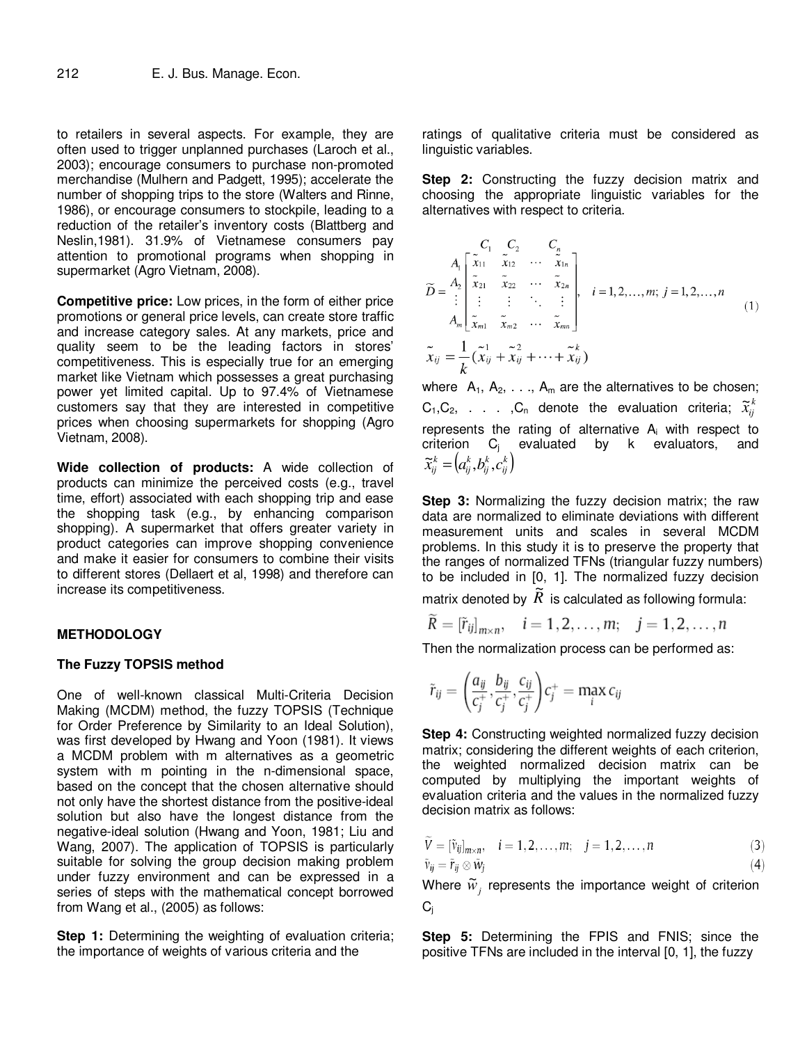to retailers in several aspects. For example, they are often used to trigger unplanned purchases (Laroch et al., 2003); encourage consumers to purchase non-promoted merchandise (Mulhern and Padgett, 1995); accelerate the number of shopping trips to the store (Walters and Rinne, 1986), or encourage consumers to stockpile, leading to a reduction of the retailer's inventory costs (Blattberg and Neslin,1981). 31.9% of Vietnamese consumers pay attention to promotional programs when shopping in supermarket (Agro Vietnam, 2008).

**Competitive price:** Low prices, in the form of either price promotions or general price levels, can create store traffic and increase category sales. At any markets, price and quality seem to be the leading factors in stores' competitiveness. This is especially true for an emerging market like Vietnam which possesses a great purchasing power yet limited capital. Up to 97.4% of Vietnamese customers say that they are interested in competitive prices when choosing supermarkets for shopping (Agro Vietnam, 2008).

**Wide collection of products:** A wide collection of products can minimize the perceived costs (e.g., travel time, effort) associated with each shopping trip and ease the shopping task (e.g., by enhancing comparison shopping). A supermarket that offers greater variety in product categories can improve shopping convenience and make it easier for consumers to combine their visits to different stores (Dellaert et al, 1998) and therefore can increase its competitiveness.

## METHODOLOGY

### The Fuzzy TOPSIS method

One of well-known classical Multi-Criteria Decision Making (MCDM) method, the fuzzy TOPSIS (Technique for Order Preference by Similarity to an Ideal Solution), was first developed by Hwang and Yoon (1981). It views a MCDM problem with m alternatives as a geometric system with m pointing in the n-dimensional space, based on the concept that the chosen alternative should not only have the shortest distance from the positive-ideal solution but also have the longest distance from the negative-ideal solution (Hwang and Yoon, 1981; Liu and Wang, 2007). The application of TOPSIS is particularly suitable for solving the group decision making problem under fuzzy environment and can be expressed in a series of steps with the mathematical concept borrowed from Wang et al., (2005) as follows:

**Step 1:** Determining the weighting of evaluation criteria; the importance of weights of various criteria and the ratings of qualitative criteria must be considered as linguistic variables.

**Step 2:** Constructing the fuzzy decision matrix and choosing the appropriate linguistic variables for the alternatives with respect to criteria.

$$\widetilde{D} = \begin{array}{c} \\ A_1 \\ A_2 \\ \vdots \\ A_m \end{array} \begin{array}{c} \begin{array}{cccc} C_1 & C_2 & & C_n \end{array} \\ \begin{bmatrix} \tilde{x}_{11} & \tilde{x}_{12} & \cdots & \tilde{x}_{1n} \\ \tilde{x}_{21} & \tilde{x}_{22} & \cdots & \tilde{x}_{2n} \\ \vdots & \vdots & \ddots & \vdots \\ \tilde{x}_{m1} & \tilde{x}_{m2} & \cdots & \tilde{x}_{mn} \end{bmatrix} \end{array}, \quad i = 1,2,\ldots,m;\ j = 1,2,\ldots,n \tag{1}$$

$$\tilde{x}_{ij} = \frac{1}{k}(\tilde{x}_{ij}^{1} + \tilde{x}_{ij}^{2} + \cdots + \tilde{x}_{ij}^{k})$$

where $A_1, A_2, \ldots, A_m$ are the alternatives to be chosen; $C_1, C_2, \ldots, C_n$ denote the evaluation criteria; $\tilde{x}_{ij}^{k}$ represents the rating of alternative $A_i$ with respect to criterion $C_j$ evaluated by k evaluators, and $\tilde{x}_{ij}^{k} = (a_{ij}^{k}, b_{ij}^{k}, c_{ij}^{k})$

**Step 3:** Normalizing the fuzzy decision matrix; the raw data are normalized to eliminate deviations with different measurement units and scales in several MCDM problems. In this study it is to preserve the property that the ranges of normalized TFNs (triangular fuzzy numbers) to be included in [0, 1]. The normalized fuzzy decision matrix denoted by $\widetilde{R}$ is calculated as following formula:

$$\widetilde{R} = [\tilde{r}_{ij}]_{m \times n}, \quad i = 1,2,\ldots,m; \quad j = 1,2,\ldots,n$$

Then the normalization process can be performed as:

$$\tilde{r}_{ij} = \left( \frac{a_{ij}}{c_j^{+}}, \frac{b_{ij}}{c_j^{+}}, \frac{c_{ij}}{c_j^{+}} \right) c_j^{+} = \max_i c_{ij}$$

**Step 4:** Constructing weighted normalized fuzzy decision matrix; considering the different weights of each criterion, the weighted normalized decision matrix can be computed by multiplying the important weights of evaluation criteria and the values in the normalized fuzzy decision matrix as follows:

$$\widetilde{V} = [\tilde{v}_{ij}]_{m \times n}, \quad i = 1,2,\ldots,m; \quad j = 1,2,\ldots,n \tag{3}$$

$$\tilde{v}_{ij} = \tilde{r}_{ij} \otimes \tilde{w}_j \tag{4}$$

Where $\tilde{w}_j$ represents the importance weight of criterion $C_j$

**Step 5:** Determining the FPIS and FNIS; since the positive TFNs are included in the interval [0, 1], the fuzzy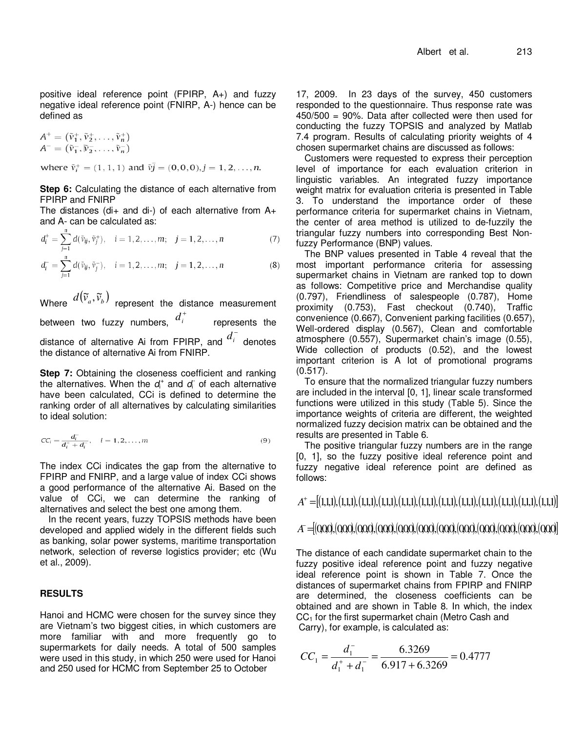positive ideal reference point (FPIRP, A+) and fuzzy negative ideal reference point (FNIRP, A-) hence can be defined as

$$A^{+} = (\tilde{v}_1^{+}, \tilde{v}_2^{+}, \ldots, \tilde{v}_n^{+})$$
$$A^{-} = (\tilde{v}_1^{-}, \tilde{v}_2^{-}, \ldots, \tilde{v}_n^{-})$$

where $\tilde{v}_i^{+} = (1, 1, 1)$ and $\tilde{v}_j^{-} = (0, 0, 0), j = 1, 2, \ldots, n.$

**Step 6:** Calculating the distance of each alternative from FPIRP and FNIRP

The distances (di+ and di-) of each alternative from A+ and A- can be calculated as:

$$d_i^{+} = \sum_{j=1}^{n} d(\tilde{v}_{ij}, \tilde{v}_j^{+}), \quad i = 1, 2, \ldots, m; \quad j = 1, 2, \ldots, n \tag{7}$$

$$d_i^{-} = \sum_{j=1}^{n} d(\tilde{v}_{ij}, \tilde{v}_j^{-}), \quad i = 1, 2, \ldots, m; \quad j = 1, 2, \ldots, n \tag{8}$$

Where $d(\tilde{v}_a, \tilde{v}_b)$ represent the distance measurement between two fuzzy numbers, $d_i^{+}$ represents the distance of alternative Ai from FPIRP, and $d_i^{-}$ denotes the distance of alternative Ai from FNIRP.

**Step 7:** Obtaining the closeness coefficient and ranking the alternatives. When the $d_i^{+}$ and $d_i^{-}$ of each alternative have been calculated, CCi is defined to determine the ranking order of all alternatives by calculating similarities to ideal solution:

$$CC_i = \frac{d_i^{-}}{d_i^{+} + d_i^{-}}, \quad i = 1, 2, \ldots, m \tag{9}$$

The index CCi indicates the gap from the alternative to FPIRP and FNIRP, and a large value of index CCi shows a good performance of the alternative Ai. Based on the value of CCi, we can determine the ranking of alternatives and select the best one among them.

In the recent years, fuzzy TOPSIS methods have been developed and applied widely in the different fields such as banking, solar power systems, maritime transportation network, selection of reverse logistics provider; etc (Wu et al., 2009).

## RESULTS

Hanoi and HCMC were chosen for the survey since they are Vietnam's two biggest cities, in which customers are more familiar with and more frequently go to supermarkets for daily needs. A total of 500 samples were used in this study, in which 250 were used for Hanoi and 250 used for HCMC from September 25 to October 17, 2009. In 23 days of the survey, 450 customers responded to the questionnaire. Thus response rate was 450/500 = 90%. Data after collected were then used for conducting the fuzzy TOPSIS and analyzed by Matlab 7.4 program. Results of calculating priority weights of 4 chosen supermarket chains are discussed as follows:

Customers were requested to express their perception level of importance for each evaluation criterion in linguistic variables. An integrated fuzzy importance weight matrix for evaluation criteria is presented in Table 3. To understand the importance order of these performance criteria for supermarket chains in Vietnam, the center of area method is utilized to de-fuzzily the triangular fuzzy numbers into corresponding Best Non-fuzzy Performance (BNP) values.

The BNP values presented in Table 4 reveal that the most important performance criteria for assessing supermarket chains in Vietnam are ranked top to down as follows: Competitive price and Merchandise quality (0.797), Friendliness of salespeople (0.787), Home proximity (0.753), Fast checkout (0.740), Traffic convenience (0.667), Convenient parking facilities (0.657), Well-ordered display (0.567), Clean and comfortable atmosphere (0.557), Supermarket chain's image (0.55), Wide collection of products (0.52), and the lowest important criterion is A lot of promotional programs (0.517).

To ensure that the normalized triangular fuzzy numbers are included in the interval [0, 1], linear scale transformed functions were utilized in this study (Table 5). Since the importance weights of criteria are different, the weighted normalized fuzzy decision matrix can be obtained and the results are presented in Table 6.

The positive triangular fuzzy numbers are in the range [0, 1], so the fuzzy positive ideal reference point and fuzzy negative ideal reference point are defined as follows:

$$A^{+} = [(1,1,1),(1,1,1),(1,1,1),(1,1,1),(1,1,1),(1,1,1),(1,1,1),(1,1,1),(1,1,1),(1,1,1),(1,1,1),(1,1,1)]$$

$$A^{-} = [(0,0,0),(0,0,0),(0,0,0),(0,0,0),(0,0,0),(0,0,0),(0,0,0),(0,0,0),(0,0,0),(0,0,0),(0,0,0),(0,0,0)]$$

The distance of each candidate supermarket chain to the fuzzy positive ideal reference point and fuzzy negative ideal reference point is shown in Table 7. Once the distances of supermarket chains from FPIRP and FNIRP are determined, the closeness coefficients can be obtained and are shown in Table 8. In which, the index $CC_1$ for the first supermarket chain (Metro Cash and Carry), for example, is calculated as:

$$CC_1 = \frac{d_1^{-}}{d_1^{+} + d_1^{-}} = \frac{6.3269}{6.917 + 6.3269} = 0.4777$$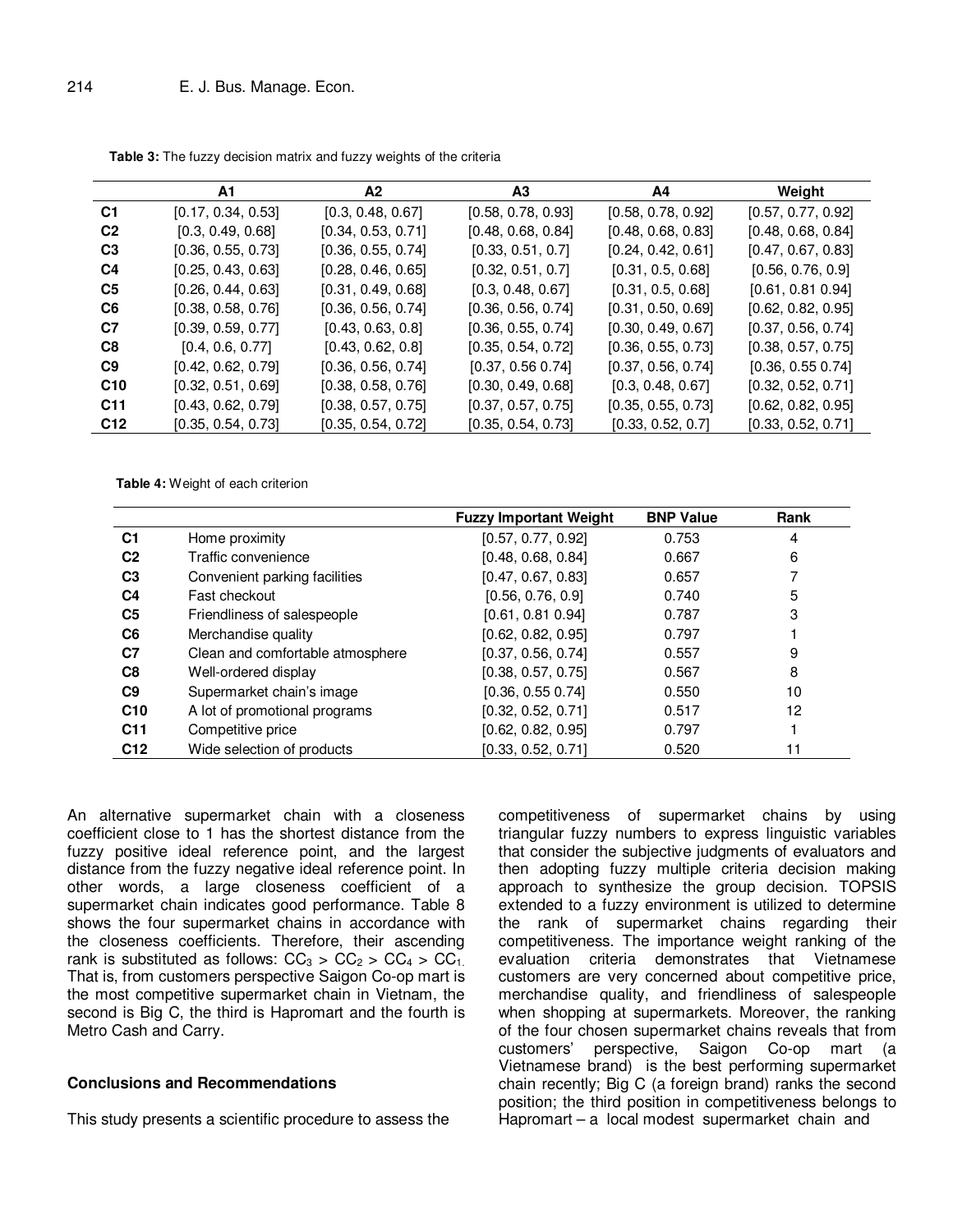**Table 3:** The fuzzy decision matrix and fuzzy weights of the criteria

| | A1 | A2 | A3 | A4 | Weight |
|---|---|---|---|---|---|
| C1 | [0.17, 0.34, 0.53] | [0.3, 0.48, 0.67] | [0.58, 0.78, 0.93] | [0.58, 0.78, 0.92] | [0.57, 0.77, 0.92] |
| C2 | [0.3, 0.49, 0.68] | [0.34, 0.53, 0.71] | [0.48, 0.68, 0.84] | [0.48, 0.68, 0.83] | [0.48, 0.68, 0.84] |
| C3 | [0.36, 0.55, 0.73] | [0.36, 0.55, 0.74] | [0.33, 0.51, 0.7] | [0.24, 0.42, 0.61] | [0.47, 0.67, 0.83] |
| C4 | [0.25, 0.43, 0.63] | [0.28, 0.46, 0.65] | [0.32, 0.51, 0.7] | [0.31, 0.5, 0.68] | [0.56, 0.76, 0.9] |
| C5 | [0.26, 0.44, 0.63] | [0.31, 0.49, 0.68] | [0.3, 0.48, 0.67] | [0.31, 0.5, 0.68] | [0.61, 0.81 0.94] |
| C6 | [0.38, 0.58, 0.76] | [0.36, 0.56, 0.74] | [0.36, 0.56, 0.74] | [0.31, 0.50, 0.69] | [0.62, 0.82, 0.95] |
| C7 | [0.39, 0.59, 0.77] | [0.43, 0.63, 0.8] | [0.36, 0.55, 0.74] | [0.30, 0.49, 0.67] | [0.37, 0.56, 0.74] |
| C8 | [0.4, 0.6, 0.77] | [0.43, 0.62, 0.8] | [0.35, 0.54, 0.72] | [0.36, 0.55, 0.73] | [0.38, 0.57, 0.75] |
| C9 | [0.42, 0.62, 0.79] | [0.36, 0.56, 0.74] | [0.37, 0.56 0.74] | [0.37, 0.56, 0.74] | [0.36, 0.55 0.74] |
| C10 | [0.32, 0.51, 0.69] | [0.38, 0.58, 0.76] | [0.30, 0.49, 0.68] | [0.3, 0.48, 0.67] | [0.32, 0.52, 0.71] |
| C11 | [0.43, 0.62, 0.79] | [0.38, 0.57, 0.75] | [0.37, 0.57, 0.75] | [0.35, 0.55, 0.73] | [0.62, 0.82, 0.95] |
| C12 | [0.35, 0.54, 0.73] | [0.35, 0.54, 0.72] | [0.35, 0.54, 0.73] | [0.33, 0.52, 0.7] | [0.33, 0.52, 0.71] |

**Table 4:** Weight of each criterion

| | | Fuzzy Important Weight | BNP Value | Rank |
|---|---|---|---|---|
| C1 | Home proximity | [0.57, 0.77, 0.92] | 0.753 | 4 |
| C2 | Traffic convenience | [0.48, 0.68, 0.84] | 0.667 | 6 |
| C3 | Convenient parking facilities | [0.47, 0.67, 0.83] | 0.657 | 7 |
| C4 | Fast checkout | [0.56, 0.76, 0.9] | 0.740 | 5 |
| C5 | Friendliness of salespeople | [0.61, 0.81 0.94] | 0.787 | 3 |
| C6 | Merchandise quality | [0.62, 0.82, 0.95] | 0.797 | 1 |
| C7 | Clean and comfortable atmosphere | [0.37, 0.56, 0.74] | 0.557 | 9 |
| C8 | Well-ordered display | [0.38, 0.57, 0.75] | 0.567 | 8 |
| C9 | Supermarket chain's image | [0.36, 0.55 0.74] | 0.550 | 10 |
| C10 | A lot of promotional programs | [0.32, 0.52, 0.71] | 0.517 | 12 |
| C11 | Competitive price | [0.62, 0.82, 0.95] | 0.797 | 1 |
| C12 | Wide selection of products | [0.33, 0.52, 0.71] | 0.520 | 11 |

An alternative supermarket chain with a closeness coefficient close to 1 has the shortest distance from the fuzzy positive ideal reference point, and the largest distance from the fuzzy negative ideal reference point. In other words, a large closeness coefficient of a supermarket chain indicates good performance. Table 8 shows the four supermarket chains in accordance with the closeness coefficients. Therefore, their ascending rank is substituted as follows: $CC_3 > CC_2 > CC_4 > CC_1$. That is, from customers perspective Saigon Co-op mart is the most competitive supermarket chain in Vietnam, the second is Big C, the third is Hapromart and the fourth is Metro Cash and Carry.

## Conclusions and Recommendations

This study presents a scientific procedure to assess the competitiveness of supermarket chains by using triangular fuzzy numbers to express linguistic variables that consider the subjective judgments of evaluators and then adopting fuzzy multiple criteria decision making approach to synthesize the group decision. TOPSIS extended to a fuzzy environment is utilized to determine the rank of supermarket chains regarding their competitiveness. The importance weight ranking of the evaluation criteria demonstrates that Vietnamese customers are very concerned about competitive price, merchandise quality, and friendliness of salespeople when shopping at supermarkets. Moreover, the ranking of the four chosen supermarket chains reveals that from customers' perspective, Saigon Co-op mart (a Vietnamese brand) is the best performing supermarket chain recently; Big C (a foreign brand) ranks the second position; the third position in competitiveness belongs to Hapromart – a local modest supermarket chain and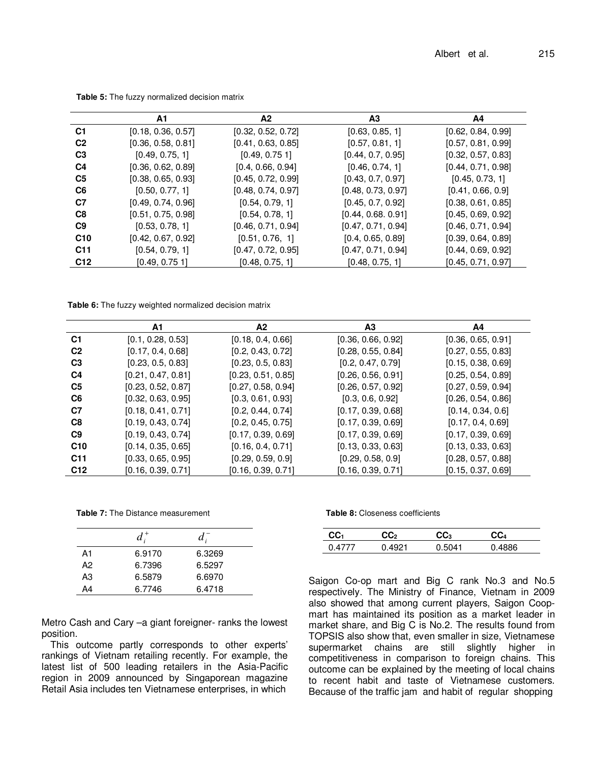**Table 5:** The fuzzy normalized decision matrix

| | A1 | A2 | A3 | A4 |
|---|---|---|---|---|
| C1 | [0.18, 0.36, 0.57] | [0.32, 0.52, 0.72] | [0.63, 0.85, 1] | [0.62, 0.84, 0.99] |
| C2 | [0.36, 0.58, 0.81] | [0.41, 0.63, 0.85] | [0.57, 0.81, 1] | [0.57, 0.81, 0.99] |
| C3 | [0.49, 0.75, 1] | [0.49, 0.75 1] | [0.44, 0.7, 0.95] | [0.32, 0.57, 0.83] |
| C4 | [0.36, 0.62, 0.89] | [0.4, 0.66, 0.94] | [0.46, 0.74, 1] | [0.44, 0.71, 0.98] |
| C5 | [0.38, 0.65, 0.93] | [0.45, 0.72, 0.99] | [0.43, 0.7, 0.97] | [0.45, 0.73, 1] |
| C6 | [0.50, 0.77, 1] | [0.48, 0.74, 0.97] | [0.48, 0.73, 0.97] | [0.41, 0.66, 0.9] |
| C7 | [0.49, 0.74, 0.96] | [0.54, 0.79, 1] | [0.45, 0.7, 0.92] | [0.38, 0.61, 0.85] |
| C8 | [0.51, 0.75, 0.98] | [0.54, 0.78, 1] | [0.44, 0.68. 0.91] | [0.45, 0.69, 0.92] |
| C9 | [0.53, 0.78, 1] | [0.46, 0.71, 0.94] | [0.47, 0.71, 0.94] | [0.46, 0.71, 0.94] |
| C10 | [0.42, 0.67, 0.92] | [0.51, 0.76, 1] | [0.4, 0.65, 0.89] | [0.39, 0.64, 0.89] |
| C11 | [0.54, 0.79, 1] | [0.47, 0.72, 0.95] | [0.47, 0.71, 0.94] | [0.44, 0.69, 0.92] |
| C12 | [0.49, 0.75 1] | [0.48, 0.75, 1] | [0.48, 0.75, 1] | [0.45, 0.71, 0.97] |

**Table 6:** The fuzzy weighted normalized decision matrix

| | A1 | A2 | A3 | A4 |
|---|---|---|---|---|
| C1 | [0.1, 0.28, 0.53] | [0.18, 0.4, 0.66] | [0.36, 0.66, 0.92] | [0.36, 0.65, 0.91] |
| C2 | [0.17, 0.4, 0.68] | [0.2, 0.43, 0.72] | [0.28, 0.55, 0.84] | [0.27, 0.55, 0.83] |
| C3 | [0.23, 0.5, 0.83] | [0.23, 0.5, 0.83] | [0.2, 0.47, 0.79] | [0.15, 0.38, 0.69] |
| C4 | [0.21, 0.47, 0.81] | [0.23, 0.51, 0.85] | [0.26, 0.56, 0.91] | [0.25, 0.54, 0.89] |
| C5 | [0.23, 0.52, 0.87] | [0.27, 0.58, 0.94] | [0.26, 0.57, 0.92] | [0.27, 0.59, 0.94] |
| C6 | [0.32, 0.63, 0.95] | [0.3, 0.61, 0.93] | [0.3, 0.6, 0.92] | [0.26, 0.54, 0.86] |
| C7 | [0.18, 0.41, 0.71] | [0.2, 0.44, 0.74] | [0.17, 0.39, 0.68] | [0.14, 0.34, 0.6] |
| C8 | [0.19, 0.43, 0.74] | [0.2, 0.45, 0.75] | [0.17, 0.39, 0.69] | [0.17, 0.4, 0.69] |
| C9 | [0.19, 0.43, 0.74] | [0.17, 0.39, 0.69] | [0.17, 0.39, 0.69] | [0.17, 0.39, 0.69] |
| C10 | [0.14, 0.35, 0.65] | [0.16, 0.4, 0.71] | [0.13, 0.33, 0.63] | [0.13, 0.33, 0.63] |
| C11 | [0.33, 0.65, 0.95] | [0.29, 0.59, 0.9] | [0.29, 0.58, 0.9] | [0.28, 0.57, 0.88] |
| C12 | [0.16, 0.39, 0.71] | [0.16, 0.39, 0.71] | [0.16, 0.39, 0.71] | [0.15, 0.37, 0.69] |

**Table 7:** The Distance measurement

| | $d_i^+$ | $d_i^-$ |
|---|---|---|
| A1 | 6.9170 | 6.3269 |
| A2 | 6.7396 | 6.5297 |
| A3 | 6.5879 | 6.6970 |
| A4 | 6.7746 | 6.4718 |

**Table 8:** Closeness coefficients

| $CC_1$ | $CC_2$ | $CC_3$ | $CC_4$ |
|---|---|---|---|
| 0.4777 | 0.4921 | 0.5041 | 0.4886 |

Metro Cash and Cary –a giant foreigner- ranks the lowest position.

This outcome partly corresponds to other experts' rankings of Vietnam retailing recently. For example, the latest list of 500 leading retailers in the Asia-Pacific region in 2009 announced by Singaporean magazine Retail Asia includes ten Vietnamese enterprises, in which Saigon Co-op mart and Big C rank No.3 and No.5 respectively. The Ministry of Finance, Vietnam in 2009 also showed that among current players, Saigon Coop-mart has maintained its position as a market leader in market share, and Big C is No.2. The results found from TOPSIS also show that, even smaller in size, Vietnamese supermarket chains are still slightly higher in competitiveness in comparison to foreign chains. This outcome can be explained by the meeting of local chains to recent habit and taste of Vietnamese customers. Because of the traffic jam and habit of regular shopping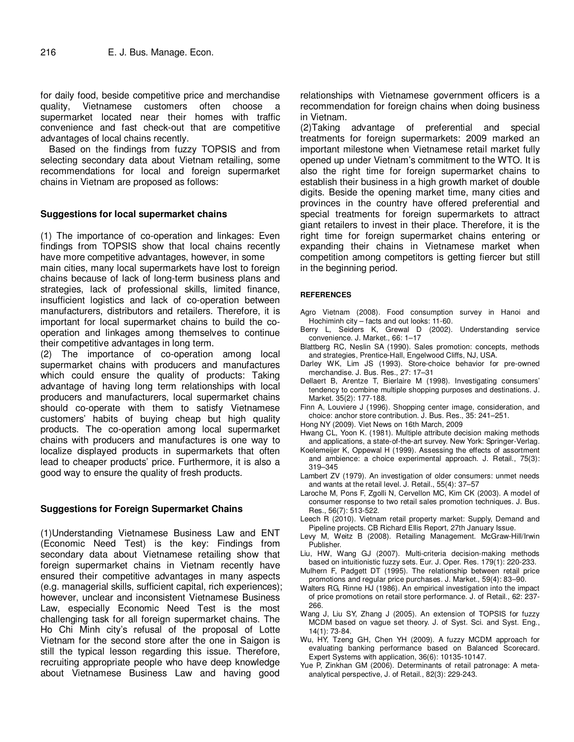for daily food, beside competitive price and merchandise quality, Vietnamese customers often choose a supermarket located near their homes with traffic convenience and fast check-out that are competitive advantages of local chains recently.

Based on the findings from fuzzy TOPSIS and from selecting secondary data about Vietnam retailing, some recommendations for local and foreign supermarket chains in Vietnam are proposed as follows:

### Suggestions for local supermarket chains

(1) The importance of co-operation and linkages: Even findings from TOPSIS show that local chains recently have more competitive advantages, however, in some main cities, many local supermarkets have lost to foreign chains because of lack of long-term business plans and strategies, lack of professional skills, limited finance, insufficient logistics and lack of co-operation between manufacturers, distributors and retailers. Therefore, it is important for local supermarket chains to build the co-operation and linkages among themselves to continue their competitive advantages in long term.

(2) The importance of co-operation among local supermarket chains with producers and manufactures which could ensure the quality of products: Taking advantage of having long term relationships with local producers and manufacturers, local supermarket chains should co-operate with them to satisfy Vietnamese customers' habits of buying cheap but high quality products. The co-operation among local supermarket chains with producers and manufactures is one way to localize displayed products in supermarkets that often lead to cheaper products' price. Furthermore, it is also a good way to ensure the quality of fresh products.

### Suggestions for Foreign Supermarket Chains

(1)Understanding Vietnamese Business Law and ENT (Economic Need Test) is the key: Findings from secondary data about Vietnamese retailing show that foreign supermarket chains in Vietnam recently have ensured their competitive advantages in many aspects (e.g. managerial skills, sufficient capital, rich experiences); however, unclear and inconsistent Vietnamese Business Law, especially Economic Need Test is the most challenging task for all foreign supermarket chains. The Ho Chi Minh city's refusal of the proposal of Lotte Vietnam for the second store after the one in Saigon is still the typical lesson regarding this issue. Therefore, recruiting appropriate people who have deep knowledge about Vietnamese Business Law and having good relationships with Vietnamese government officers is a recommendation for foreign chains when doing business in Vietnam.

(2)Taking advantage of preferential and special treatments for foreign supermarkets: 2009 marked an important milestone when Vietnamese retail market fully opened up under Vietnam's commitment to the WTO. It is also the right time for foreign supermarket chains to establish their business in a high growth market of double digits. Beside the opening market time, many cities and provinces in the country have offered preferential and special treatments for foreign supermarkets to attract giant retailers to invest in their place. Therefore, it is the right time for foreign supermarket chains entering or expanding their chains in Vietnamese market when competition among competitors is getting fiercer but still in the beginning period.

## REFERENCES

Agro Vietnam (2008). Food consumption survey in Hanoi and Hochiminh city – facts and out looks: 11-60.

Berry L, Seiders K, Grewal D (2002). Understanding service convenience. J. Market., 66: 1–17

Blattberg RC, Neslin SA (1990). Sales promotion: concepts, methods and strategies, Prentice-Hall, Engelwood Cliffs, NJ, USA.

Darley WK, Lim JS (1993). Store-choice behavior for pre-owned merchandise. J. Bus. Res., 27: 17–31

Dellaert B, Arentze T, Bierlaire M (1998). Investigating consumers' tendency to combine multiple shopping purposes and destinations. J. Market. 35(2): 177-188.

Finn A, Louviere J (1996). Shopping center image, consideration, and choice: anchor store contribution. J. Bus. Res., 35: 241–251.

Hong NY (2009). Viet News on 16th March, 2009

Hwang CL, Yoon K. (1981). Multiple attribute decision making methods and applications, a state-of-the-art survey. New York: Springer-Verlag.

Koelemeijer K, Oppewal H (1999). Assessing the effects of assortment and ambience: a choice experimental approach. J. Retail., 75(3): 319–345

Lambert ZV (1979). An investigation of older consumers: unmet needs and wants at the retail level. J. Retail., 55(4): 37–57

Laroche M, Pons F, Zgolli N, Cervellon MC, Kim CK (2003). A model of consumer response to two retail sales promotion techniques. J. Bus. Res., 56(7): 513-522.

Leech R (2010). Vietnam retail property market: Supply, Demand and Pipeline projects. CB Richard Ellis Report, 27th January Issue.

Levy M, Weitz B (2008). Retailing Management. McGraw-Hill/Irwin Publisher.

Liu, HW, Wang GJ (2007). Multi-criteria decision-making methods based on intuitionistic fuzzy sets. Eur. J. Oper. Res. 179(1): 220-233.

Mulhern F, Padgett DT (1995). The relationship between retail price promotions and regular price purchases. J. Market., 59(4): 83–90.

Walters RG, Rinne HJ (1986). An empirical investigation into the impact of price promotions on retail store performance. J. of Retail., 62: 237-266.

Wang J, Liu SY, Zhang J (2005). An extension of TOPSIS for fuzzy MCDM based on vague set theory. J. of Syst. Sci. and Syst. Eng., 14(1): 73-84.

Wu, HY, Tzeng GH, Chen YH (2009). A fuzzy MCDM approach for evaluating banking performance based on Balanced Scorecard. Expert Systems with application, 36(6): 10135-10147.

Yue P, Zinkhan GM (2006). Determinants of retail patronage: A meta-analytical perspective, J. of Retail., 82(3): 229-243.